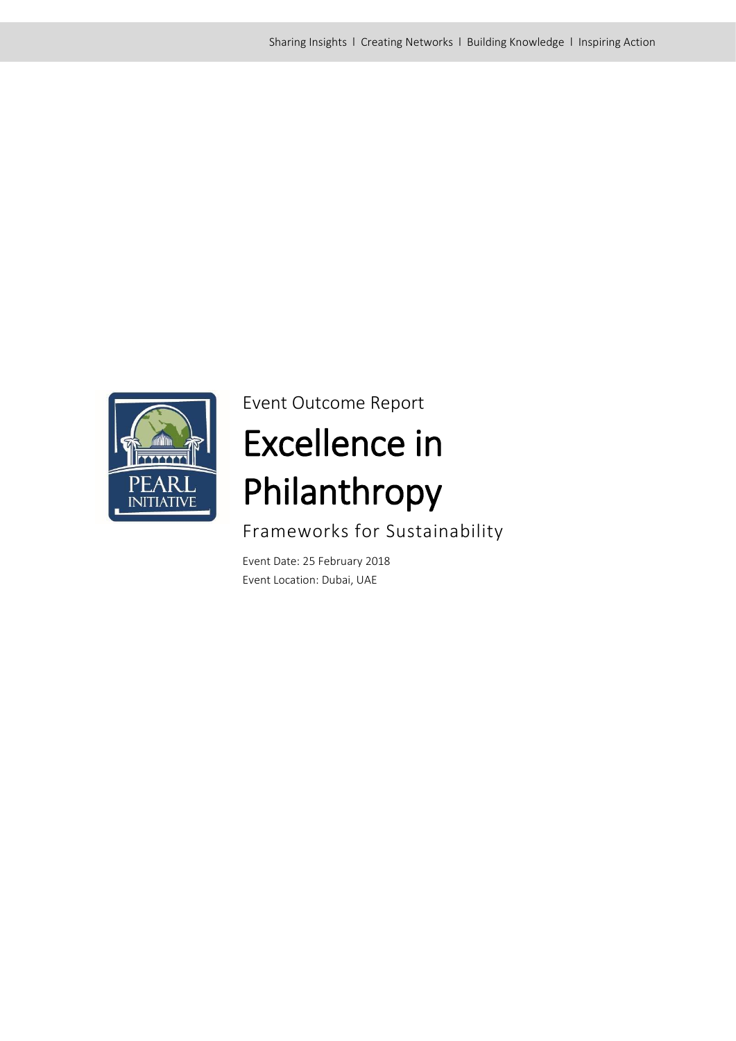Sharing Insights l Creating Networks l Building Knowledge l Inspiring Action

Event Outcome Report

# Excellence in Philanthropy

## Frameworks for Sustainability

Event Date: 25 February 2018
Event Location: Dubai, UAE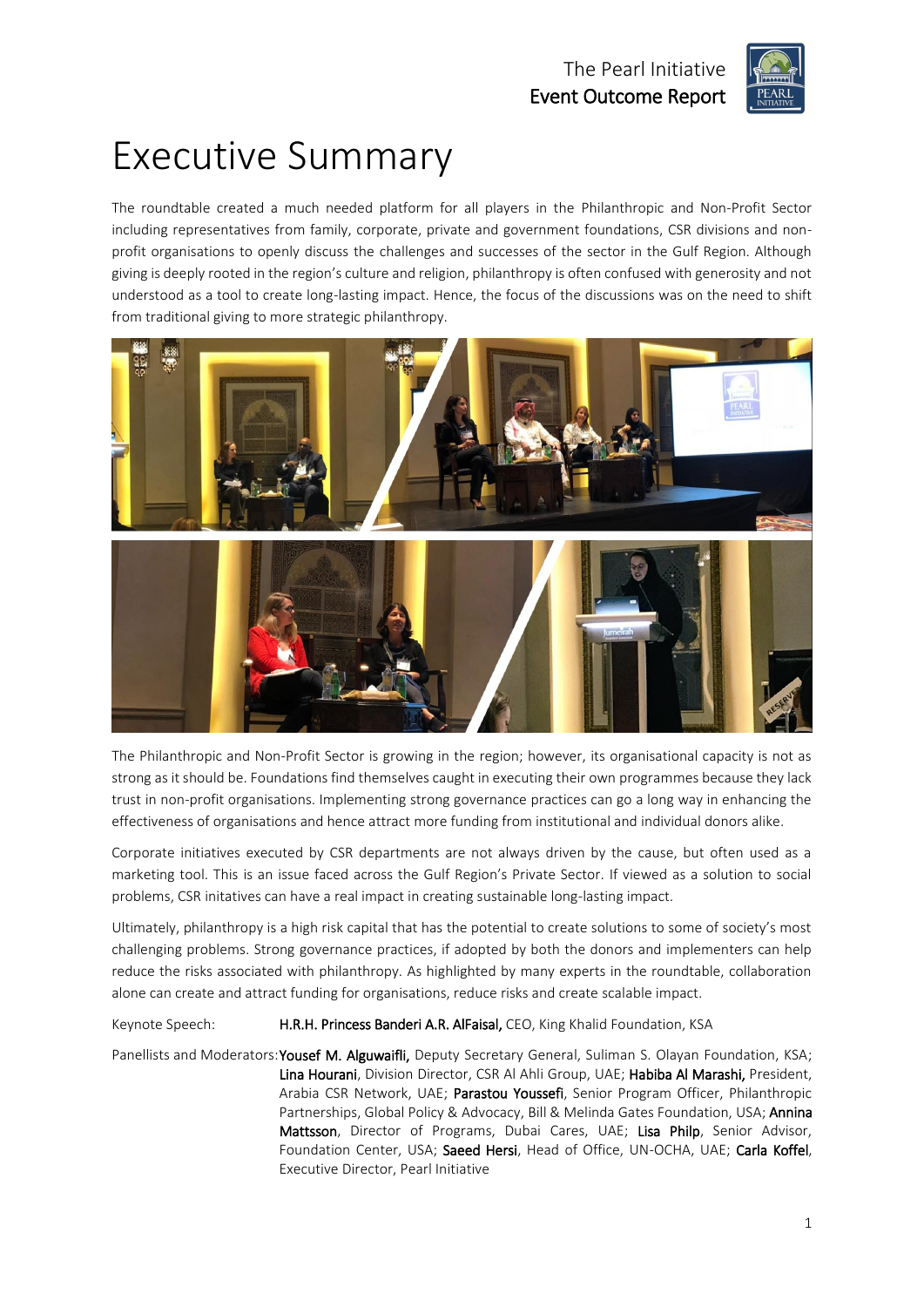# Executive Summary

The roundtable created a much needed platform for all players in the Philanthropic and Non-Profit Sector including representatives from family, corporate, private and government foundations, CSR divisions and non-profit organisations to openly discuss the challenges and successes of the sector in the Gulf Region. Although giving is deeply rooted in the region's culture and religion, philanthropy is often confused with generosity and not understood as a tool to create long-lasting impact. Hence, the focus of the discussions was on the need to shift from traditional giving to more strategic philanthropy.

The Philanthropic and Non-Profit Sector is growing in the region; however, its organisational capacity is not as strong as it should be. Foundations find themselves caught in executing their own programmes because they lack trust in non-profit organisations. Implementing strong governance practices can go a long way in enhancing the effectiveness of organisations and hence attract more funding from institutional and individual donors alike.

Corporate initiatives executed by CSR departments are not always driven by the cause, but often used as a marketing tool. This is an issue faced across the Gulf Region's Private Sector. If viewed as a solution to social problems, CSR initatives can have a real impact in creating sustainable long-lasting impact.

Ultimately, philanthropy is a high risk capital that has the potential to create solutions to some of society's most challenging problems. Strong governance practices, if adopted by both the donors and implementers can help reduce the risks associated with philanthropy. As highlighted by many experts in the roundtable, collaboration alone can create and attract funding for organisations, reduce risks and create scalable impact.

Keynote Speech: **H.R.H. Princess Banderi A.R. AlFaisal,** CEO, King Khalid Foundation, KSA

Panellists and Moderators: **Yousef M. Alguwaifli,** Deputy Secretary General, Suliman S. Olayan Foundation, KSA; **Lina Hourani**, Division Director, CSR Al Ahli Group, UAE; **Habiba Al Marashi,** President, Arabia CSR Network, UAE; **Parastou Youssefi**, Senior Program Officer, Philanthropic Partnerships, Global Policy & Advocacy, Bill & Melinda Gates Foundation, USA; **Annina Mattsson**, Director of Programs, Dubai Cares, UAE; **Lisa Philp**, Senior Advisor, Foundation Center, USA; **Saeed Hersi**, Head of Office, UN-OCHA, UAE; **Carla Koffel**, Executive Director, Pearl Initiative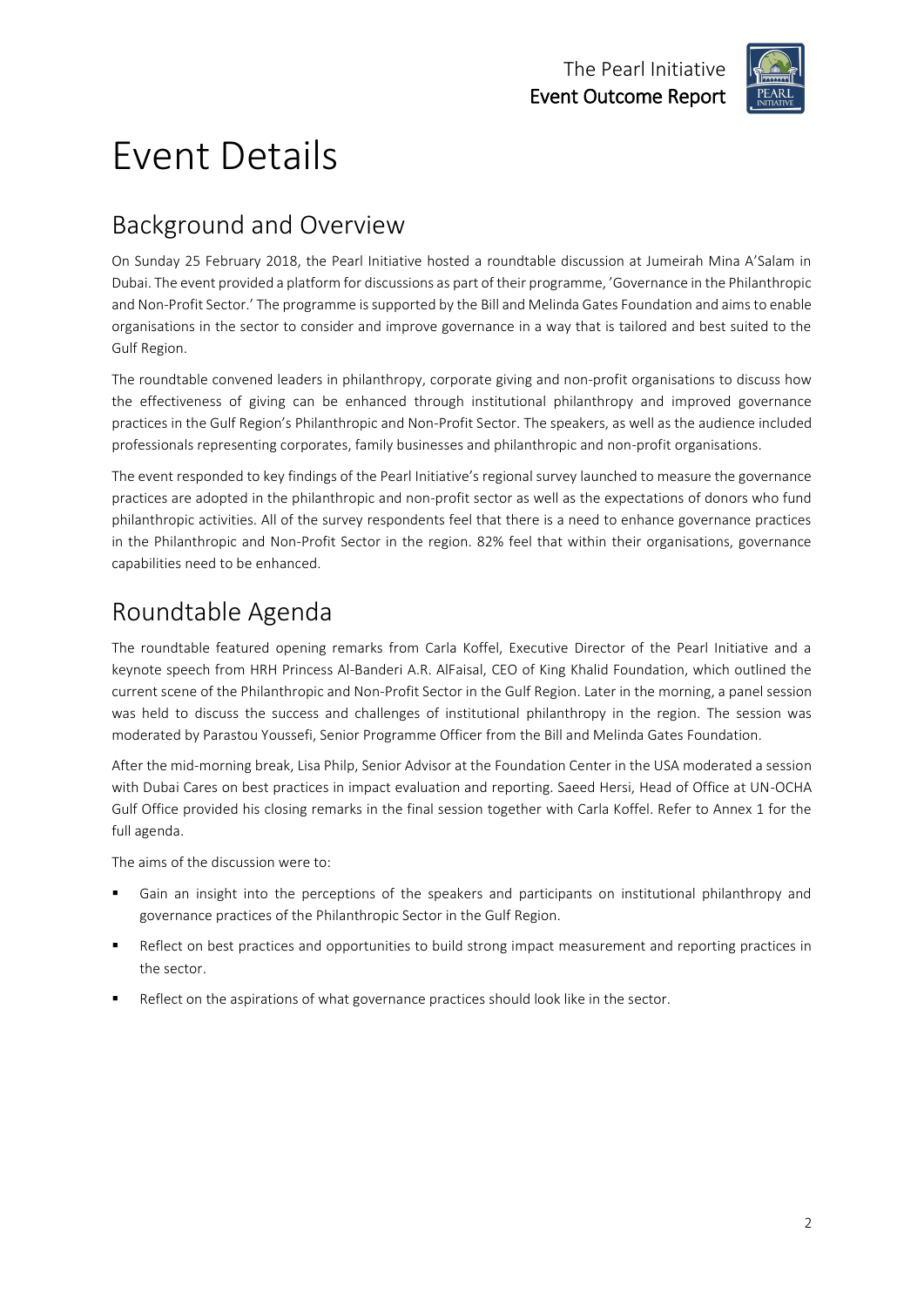# Event Details

## Background and Overview

On Sunday 25 February 2018, the Pearl Initiative hosted a roundtable discussion at Jumeirah Mina A'Salam in Dubai. The event provided a platform for discussions as part of their programme, 'Governance in the Philanthropic and Non-Profit Sector.' The programme is supported by the Bill and Melinda Gates Foundation and aims to enable organisations in the sector to consider and improve governance in a way that is tailored and best suited to the Gulf Region.

The roundtable convened leaders in philanthropy, corporate giving and non-profit organisations to discuss how the effectiveness of giving can be enhanced through institutional philanthropy and improved governance practices in the Gulf Region's Philanthropic and Non-Profit Sector. The speakers, as well as the audience included professionals representing corporates, family businesses and philanthropic and non-profit organisations.

The event responded to key findings of the Pearl Initiative's regional survey launched to measure the governance practices are adopted in the philanthropic and non-profit sector as well as the expectations of donors who fund philanthropic activities. All of the survey respondents feel that there is a need to enhance governance practices in the Philanthropic and Non-Profit Sector in the region. 82% feel that within their organisations, governance capabilities need to be enhanced.

## Roundtable Agenda

The roundtable featured opening remarks from Carla Koffel, Executive Director of the Pearl Initiative and a keynote speech from HRH Princess Al-Banderi A.R. AlFaisal, CEO of King Khalid Foundation, which outlined the current scene of the Philanthropic and Non-Profit Sector in the Gulf Region. Later in the morning, a panel session was held to discuss the success and challenges of institutional philanthropy in the region. The session was moderated by Parastou Youssefi, Senior Programme Officer from the Bill and Melinda Gates Foundation.

After the mid-morning break, Lisa Philp, Senior Advisor at the Foundation Center in the USA moderated a session with Dubai Cares on best practices in impact evaluation and reporting. Saeed Hersi, Head of Office at UN-OCHA Gulf Office provided his closing remarks in the final session together with Carla Koffel. Refer to Annex 1 for the full agenda.

The aims of the discussion were to:

- Gain an insight into the perceptions of the speakers and participants on institutional philanthropy and governance practices of the Philanthropic Sector in the Gulf Region.
- Reflect on best practices and opportunities to build strong impact measurement and reporting practices in the sector.
- Reflect on the aspirations of what governance practices should look like in the sector.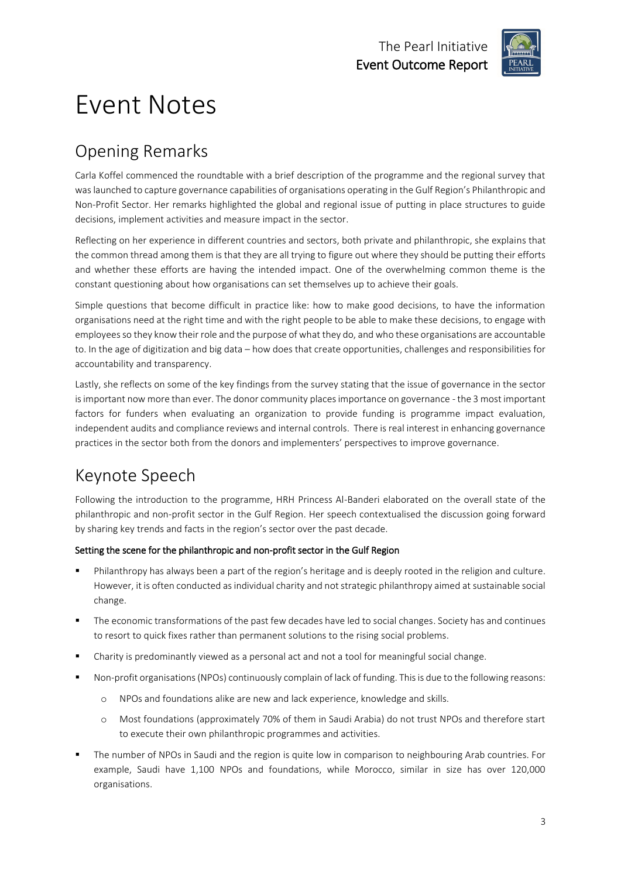# Event Notes

## Opening Remarks

Carla Koffel commenced the roundtable with a brief description of the programme and the regional survey that was launched to capture governance capabilities of organisations operating in the Gulf Region's Philanthropic and Non-Profit Sector. Her remarks highlighted the global and regional issue of putting in place structures to guide decisions, implement activities and measure impact in the sector.

Reflecting on her experience in different countries and sectors, both private and philanthropic, she explains that the common thread among them is that they are all trying to figure out where they should be putting their efforts and whether these efforts are having the intended impact. One of the overwhelming common theme is the constant questioning about how organisations can set themselves up to achieve their goals.

Simple questions that become difficult in practice like: how to make good decisions, to have the information organisations need at the right time and with the right people to be able to make these decisions, to engage with employees so they know their role and the purpose of what they do, and who these organisations are accountable to. In the age of digitization and big data – how does that create opportunities, challenges and responsibilities for accountability and transparency.

Lastly, she reflects on some of the key findings from the survey stating that the issue of governance in the sector is important now more than ever. The donor community places importance on governance - the 3 most important factors for funders when evaluating an organization to provide funding is programme impact evaluation, independent audits and compliance reviews and internal controls. There is real interest in enhancing governance practices in the sector both from the donors and implementers' perspectives to improve governance.

## Keynote Speech

Following the introduction to the programme, HRH Princess Al-Banderi elaborated on the overall state of the philanthropic and non-profit sector in the Gulf Region. Her speech contextualised the discussion going forward by sharing key trends and facts in the region's sector over the past decade.

### Setting the scene for the philanthropic and non-profit sector in the Gulf Region

- Philanthropy has always been a part of the region's heritage and is deeply rooted in the religion and culture. However, it is often conducted as individual charity and not strategic philanthropy aimed at sustainable social change.
- The economic transformations of the past few decades have led to social changes. Society has and continues to resort to quick fixes rather than permanent solutions to the rising social problems.
- Charity is predominantly viewed as a personal act and not a tool for meaningful social change.
- Non-profit organisations (NPOs) continuously complain of lack of funding. This is due to the following reasons:
  - NPOs and foundations alike are new and lack experience, knowledge and skills.
  - Most foundations (approximately 70% of them in Saudi Arabia) do not trust NPOs and therefore start to execute their own philanthropic programmes and activities.
- The number of NPOs in Saudi and the region is quite low in comparison to neighbouring Arab countries. For example, Saudi have 1,100 NPOs and foundations, while Morocco, similar in size has over 120,000 organisations.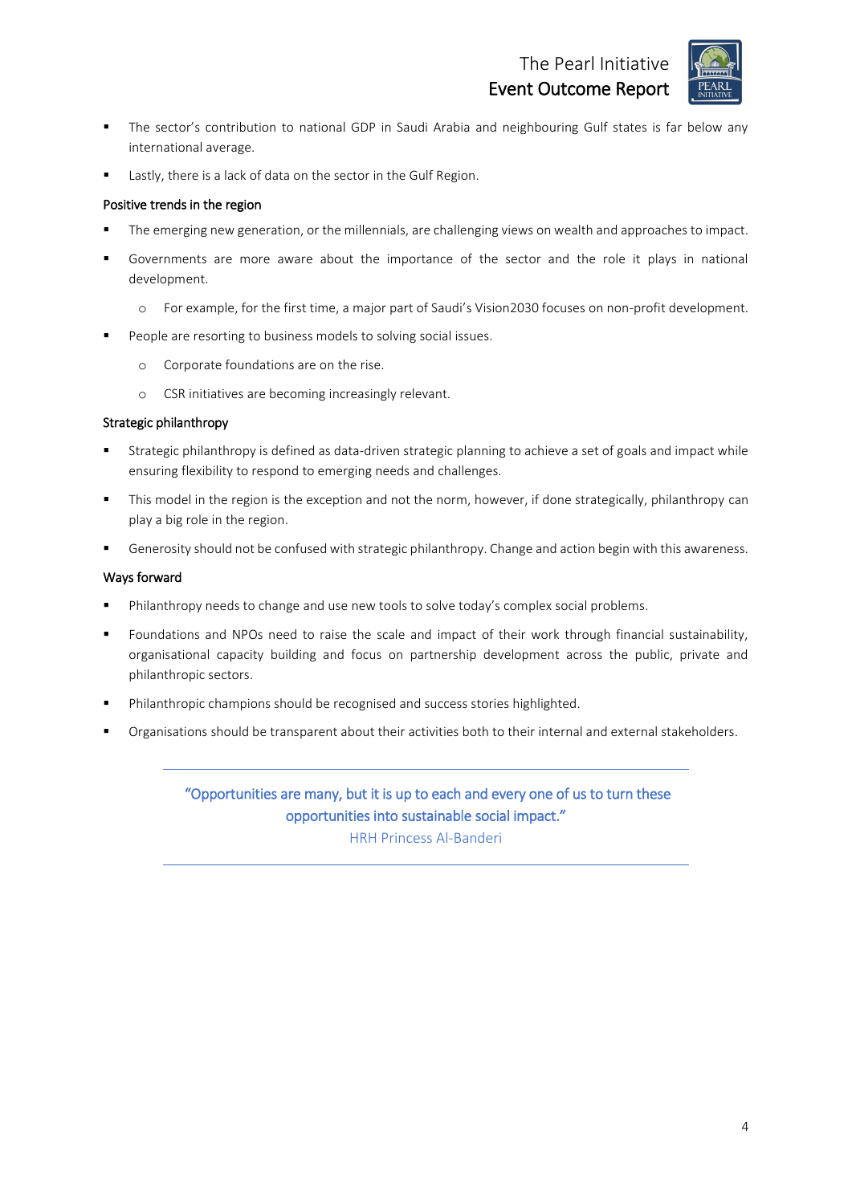- The sector's contribution to national GDP in Saudi Arabia and neighbouring Gulf states is far below any international average.
- Lastly, there is a lack of data on the sector in the Gulf Region.

### Positive trends in the region

- The emerging new generation, or the millennials, are challenging views on wealth and approaches to impact.
- Governments are more aware about the importance of the sector and the role it plays in national development.
  - For example, for the first time, a major part of Saudi's Vision2030 focuses on non-profit development.
- People are resorting to business models to solving social issues.
  - Corporate foundations are on the rise.
  - CSR initiatives are becoming increasingly relevant.

### Strategic philanthropy

- Strategic philanthropy is defined as data-driven strategic planning to achieve a set of goals and impact while ensuring flexibility to respond to emerging needs and challenges.
- This model in the region is the exception and not the norm, however, if done strategically, philanthropy can play a big role in the region.
- Generosity should not be confused with strategic philanthropy. Change and action begin with this awareness.

### Ways forward

- Philanthropy needs to change and use new tools to solve today's complex social problems.
- Foundations and NPOs need to raise the scale and impact of their work through financial sustainability, organisational capacity building and focus on partnership development across the public, private and philanthropic sectors.
- Philanthropic champions should be recognised and success stories highlighted.
- Organisations should be transparent about their activities both to their internal and external stakeholders.

---

> "Opportunities are many, but it is up to each and every one of us to turn these opportunities into sustainable social impact."
>
> HRH Princess Al-Banderi

---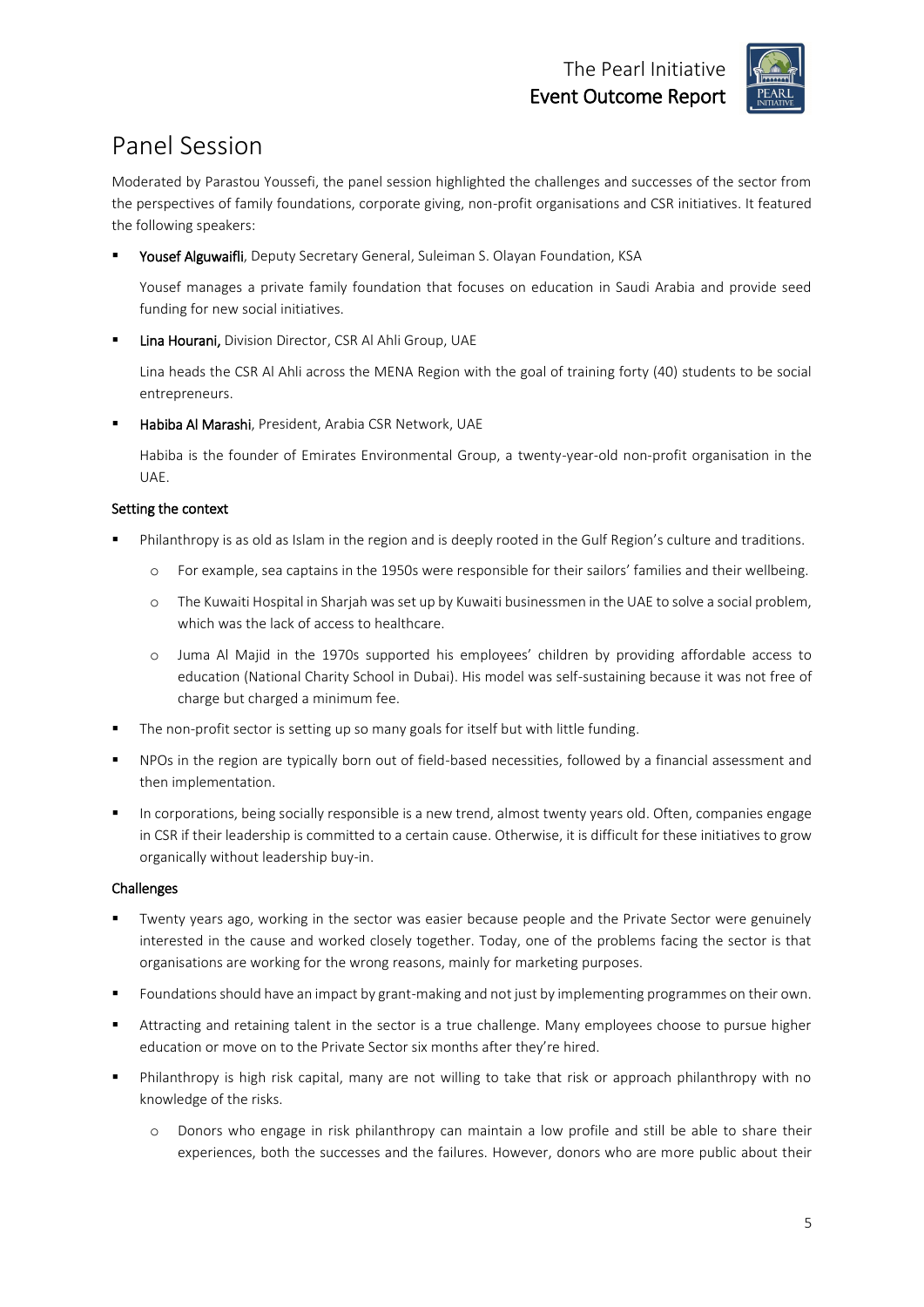# Panel Session

Moderated by Parastou Youssefi, the panel session highlighted the challenges and successes of the sector from the perspectives of family foundations, corporate giving, non-profit organisations and CSR initiatives. It featured the following speakers:

- **Yousef Alguwaifli**, Deputy Secretary General, Suleiman S. Olayan Foundation, KSA

  Yousef manages a private family foundation that focuses on education in Saudi Arabia and provide seed funding for new social initiatives.

- **Lina Hourani,** Division Director, CSR Al Ahli Group, UAE

  Lina heads the CSR Al Ahli across the MENA Region with the goal of training forty (40) students to be social entrepreneurs.

- **Habiba Al Marashi**, President, Arabia CSR Network, UAE

  Habiba is the founder of Emirates Environmental Group, a twenty-year-old non-profit organisation in the UAE.

### Setting the context

- Philanthropy is as old as Islam in the region and is deeply rooted in the Gulf Region's culture and traditions.
  - For example, sea captains in the 1950s were responsible for their sailors' families and their wellbeing.
  - The Kuwaiti Hospital in Sharjah was set up by Kuwaiti businessmen in the UAE to solve a social problem, which was the lack of access to healthcare.
  - Juma Al Majid in the 1970s supported his employees' children by providing affordable access to education (National Charity School in Dubai). His model was self-sustaining because it was not free of charge but charged a minimum fee.
- The non-profit sector is setting up so many goals for itself but with little funding.
- NPOs in the region are typically born out of field-based necessities, followed by a financial assessment and then implementation.
- In corporations, being socially responsible is a new trend, almost twenty years old. Often, companies engage in CSR if their leadership is committed to a certain cause. Otherwise, it is difficult for these initiatives to grow organically without leadership buy-in.

### Challenges

- Twenty years ago, working in the sector was easier because people and the Private Sector were genuinely interested in the cause and worked closely together. Today, one of the problems facing the sector is that organisations are working for the wrong reasons, mainly for marketing purposes.
- Foundations should have an impact by grant-making and not just by implementing programmes on their own.
- Attracting and retaining talent in the sector is a true challenge. Many employees choose to pursue higher education or move on to the Private Sector six months after they're hired.
- Philanthropy is high risk capital, many are not willing to take that risk or approach philanthropy with no knowledge of the risks.
  - Donors who engage in risk philanthropy can maintain a low profile and still be able to share their experiences, both the successes and the failures. However, donors who are more public about their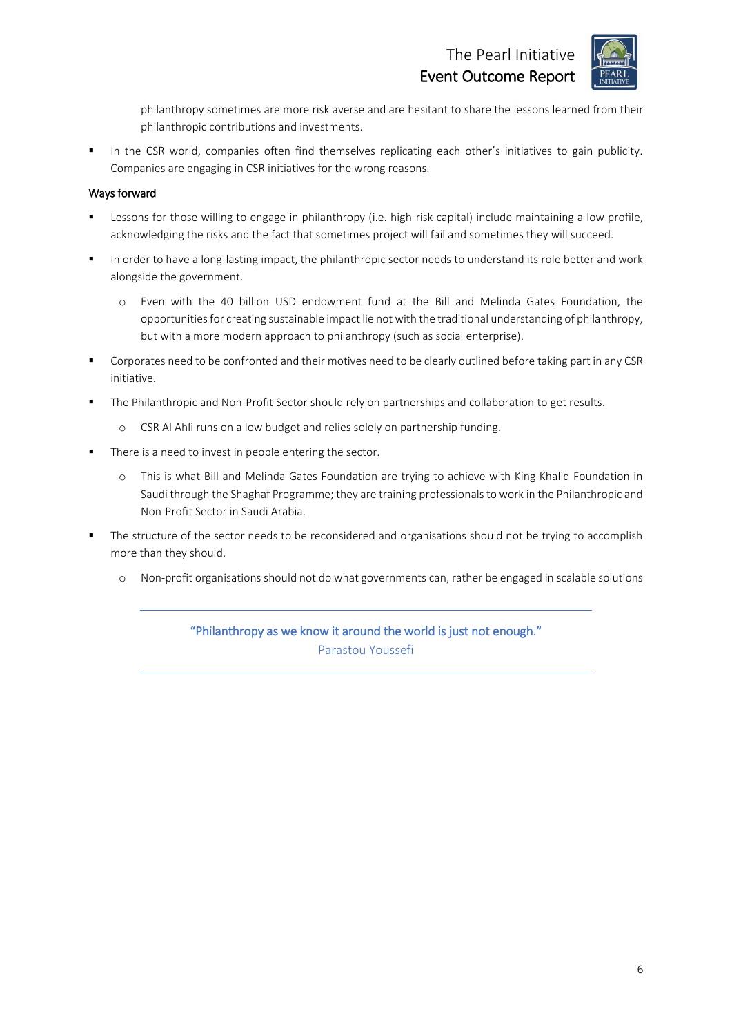philanthropy sometimes are more risk averse and are hesitant to share the lessons learned from their philanthropic contributions and investments.

- In the CSR world, companies often find themselves replicating each other's initiatives to gain publicity. Companies are engaging in CSR initiatives for the wrong reasons.

### Ways forward

- Lessons for those willing to engage in philanthropy (i.e. high-risk capital) include maintaining a low profile, acknowledging the risks and the fact that sometimes project will fail and sometimes they will succeed.
- In order to have a long-lasting impact, the philanthropic sector needs to understand its role better and work alongside the government.
  - Even with the 40 billion USD endowment fund at the Bill and Melinda Gates Foundation, the opportunities for creating sustainable impact lie not with the traditional understanding of philanthropy, but with a more modern approach to philanthropy (such as social enterprise).
- Corporates need to be confronted and their motives need to be clearly outlined before taking part in any CSR initiative.
- The Philanthropic and Non-Profit Sector should rely on partnerships and collaboration to get results.
  - CSR Al Ahli runs on a low budget and relies solely on partnership funding.
- There is a need to invest in people entering the sector.
  - This is what Bill and Melinda Gates Foundation are trying to achieve with King Khalid Foundation in Saudi through the Shaghaf Programme; they are training professionals to work in the Philanthropic and Non-Profit Sector in Saudi Arabia.
- The structure of the sector needs to be reconsidered and organisations should not be trying to accomplish more than they should.
  - Non-profit organisations should not do what governments can, rather be engaged in scalable solutions

---

"Philanthropy as we know it around the world is just not enough."
Parastou Youssefi

---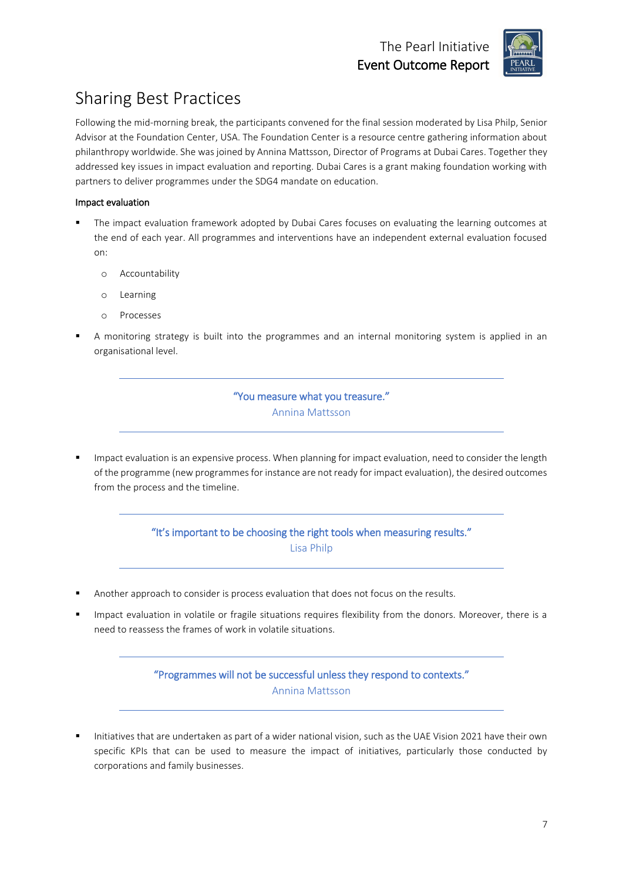## Sharing Best Practices

Following the mid-morning break, the participants convened for the final session moderated by Lisa Philp, Senior Advisor at the Foundation Center, USA. The Foundation Center is a resource centre gathering information about philanthropy worldwide. She was joined by Annina Mattsson, Director of Programs at Dubai Cares. Together they addressed key issues in impact evaluation and reporting. Dubai Cares is a grant making foundation working with partners to deliver programmes under the SDG4 mandate on education.

**Impact evaluation**

- The impact evaluation framework adopted by Dubai Cares focuses on evaluating the learning outcomes at the end of each year. All programmes and interventions have an independent external evaluation focused on:
  - Accountability
  - Learning
  - Processes
- A monitoring strategy is built into the programmes and an internal monitoring system is applied in an organisational level.

---

> "You measure what you treasure."
> Annina Mattsson

---

- Impact evaluation is an expensive process. When planning for impact evaluation, need to consider the length of the programme (new programmes for instance are not ready for impact evaluation), the desired outcomes from the process and the timeline.

---

> "It's important to be choosing the right tools when measuring results."
> Lisa Philp

---

- Another approach to consider is process evaluation that does not focus on the results.
- Impact evaluation in volatile or fragile situations requires flexibility from the donors. Moreover, there is a need to reassess the frames of work in volatile situations.

---

> "Programmes will not be successful unless they respond to contexts."
> Annina Mattsson

---

- Initiatives that are undertaken as part of a wider national vision, such as the UAE Vision 2021 have their own specific KPIs that can be used to measure the impact of initiatives, particularly those conducted by corporations and family businesses.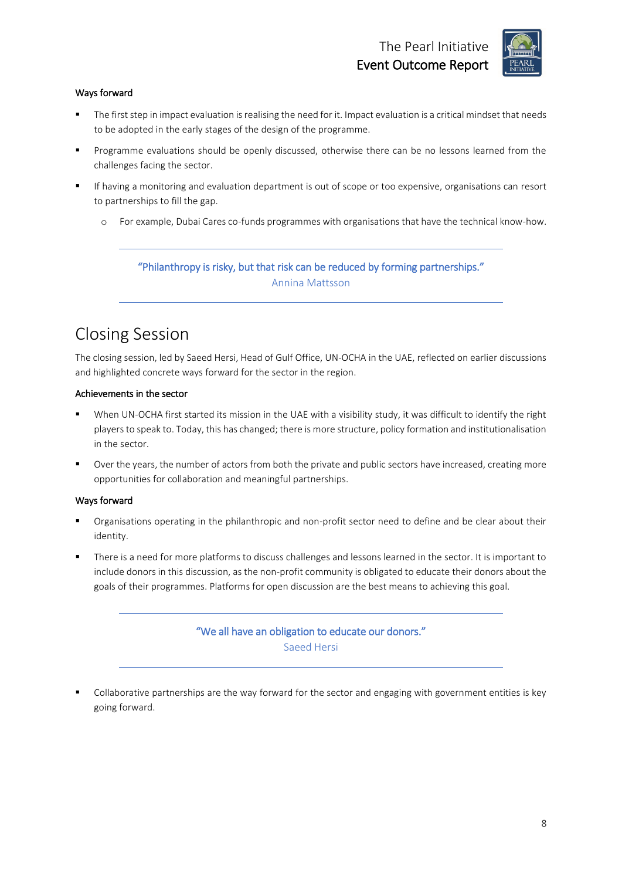### Ways forward

- The first step in impact evaluation is realising the need for it. Impact evaluation is a critical mindset that needs to be adopted in the early stages of the design of the programme.
- Programme evaluations should be openly discussed, otherwise there can be no lessons learned from the challenges facing the sector.
- If having a monitoring and evaluation department is out of scope or too expensive, organisations can resort to partnerships to fill the gap.
  - For example, Dubai Cares co-funds programmes with organisations that have the technical know-how.

---

> "Philanthropy is risky, but that risk can be reduced by forming partnerships."
> Annina Mattsson

---

# Closing Session

The closing session, led by Saeed Hersi, Head of Gulf Office, UN-OCHA in the UAE, reflected on earlier discussions and highlighted concrete ways forward for the sector in the region.

### Achievements in the sector

- When UN-OCHA first started its mission in the UAE with a visibility study, it was difficult to identify the right players to speak to. Today, this has changed; there is more structure, policy formation and institutionalisation in the sector.
- Over the years, the number of actors from both the private and public sectors have increased, creating more opportunities for collaboration and meaningful partnerships.

### Ways forward

- Organisations operating in the philanthropic and non-profit sector need to define and be clear about their identity.
- There is a need for more platforms to discuss challenges and lessons learned in the sector. It is important to include donors in this discussion, as the non-profit community is obligated to educate their donors about the goals of their programmes. Platforms for open discussion are the best means to achieving this goal.

---

> "We all have an obligation to educate our donors."
> Saeed Hersi

---

- Collaborative partnerships are the way forward for the sector and engaging with government entities is key going forward.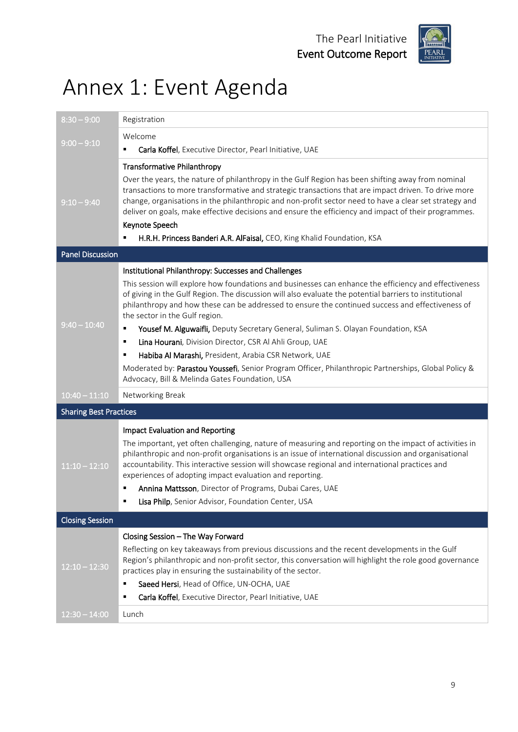# Annex 1: Event Agenda

| | |
|---|---|
| 8:30 – 9:00 | Registration |
| 9:00 – 9:10 | Welcome<br>▪ **Carla Koffel**, Executive Director, Pearl Initiative, UAE |
| 9:10 – 9:40 | **Transformative Philanthropy**<br>Over the years, the nature of philanthropy in the Gulf Region has been shifting away from nominal transactions to more transformative and strategic transactions that are impact driven. To drive more change, organisations in the philanthropic and non-profit sector need to have a clear set strategy and deliver on goals, make effective decisions and ensure the efficiency and impact of their programmes.<br>**Keynote Speech**<br>▪ **H.R.H. Princess Banderi A.R. AlFaisal,** CEO, King Khalid Foundation, KSA |
| **Panel Discussion** | |
| 9:40 – 10:40 | **Institutional Philanthropy: Successes and Challenges**<br>This session will explore how foundations and businesses can enhance the efficiency and effectiveness of giving in the Gulf Region. The discussion will also evaluate the potential barriers to institutional philanthropy and how these can be addressed to ensure the continued success and effectiveness of the sector in the Gulf region.<br>▪ **Yousef M. Alguwaifli,** Deputy Secretary General, Suliman S. Olayan Foundation, KSA<br>▪ **Lina Hourani**, Division Director, CSR Al Ahli Group, UAE<br>▪ **Habiba Al Marashi,** President, Arabia CSR Network, UAE<br>Moderated by: **Parastou Youssefi**, Senior Program Officer, Philanthropic Partnerships, Global Policy & Advocacy, Bill & Melinda Gates Foundation, USA |
| 10:40 – 11:10 | Networking Break |
| **Sharing Best Practices** | |
| 11:10 – 12:10 | **Impact Evaluation and Reporting**<br>The important, yet often challenging, nature of measuring and reporting on the impact of activities in philanthropic and non-profit organisations is an issue of international discussion and organisational accountability. This interactive session will showcase regional and international practices and experiences of adopting impact evaluation and reporting.<br>▪ **Annina Mattsson**, Director of Programs, Dubai Cares, UAE<br>▪ **Lisa Philp**, Senior Advisor, Foundation Center, USA |
| **Closing Session** | |
| 12:10 – 12:30 | **Closing Session – The Way Forward**<br>Reflecting on key takeaways from previous discussions and the recent developments in the Gulf Region's philanthropic and non-profit sector, this conversation will highlight the role good governance practices play in ensuring the sustainability of the sector.<br>▪ **Saeed Hersi**, Head of Office, UN-OCHA, UAE<br>▪ **Carla Koffel**, Executive Director, Pearl Initiative, UAE |
| 12:30 – 14:00 | Lunch |